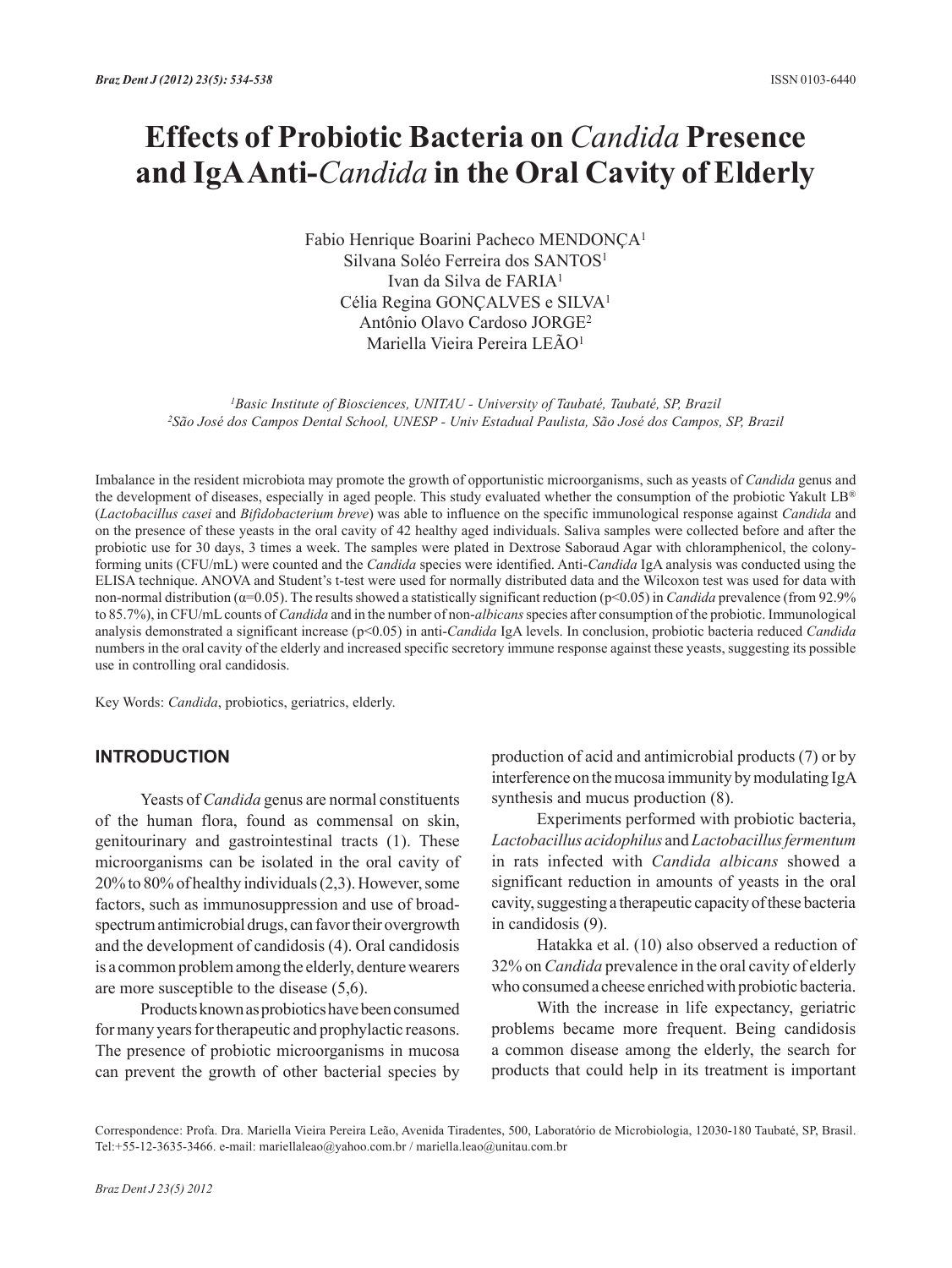# Effects of Probiotic Bacteria on *Candida* Presence and IgA Anti-*Candida* in the Oral Cavity of Elderly

Fabio Henrique Boarini Pacheco MENDONÇA[1]
Silvana Soléo Ferreira dos SANTOS[1]
Ivan da Silva de FARIA[1]
Célia Regina GONÇALVES e SILVA[1]
Antônio Olavo Cardoso JORGE[2]
Mariella Vieira Pereira LEÃO[1]

*[1]Basic Institute of Biosciences, UNITAU - University of Taubaté, Taubaté, SP, Brazil*
*[2]São José dos Campos Dental School, UNESP - Univ Estadual Paulista, São José dos Campos, SP, Brazil*

Imbalance in the resident microbiota may promote the growth of opportunistic microorganisms, such as yeasts of *Candida* genus and the development of diseases, especially in aged people. This study evaluated whether the consumption of the probiotic Yakult LB® (*Lactobacillus casei* and *Bifidobacterium breve*) was able to influence on the specific immunological response against *Candida* and on the presence of these yeasts in the oral cavity of 42 healthy aged individuals. Saliva samples were collected before and after the probiotic use for 30 days, 3 times a week. The samples were plated in Dextrose Saboraud Agar with chloramphenicol, the colony-forming units (CFU/mL) were counted and the *Candida* species were identified. Anti-*Candida* IgA analysis was conducted using the ELISA technique. ANOVA and Student's t-test were used for normally distributed data and the Wilcoxon test was used for data with non-normal distribution ($\alpha$=0.05). The results showed a statistically significant reduction ($p<0.05$) in *Candida* prevalence (from 92.9% to 85.7%), in CFU/mL counts of *Candida* and in the number of non-*albicans* species after consumption of the probiotic. Immunological analysis demonstrated a significant increase ($p<0.05$) in anti-*Candida* IgA levels. In conclusion, probiotic bacteria reduced *Candida* numbers in the oral cavity of the elderly and increased specific secretory immune response against these yeasts, suggesting its possible use in controlling oral candidosis.

Key Words: *Candida*, probiotics, geriatrics, elderly.

## INTRODUCTION

Yeasts of *Candida* genus are normal constituents of the human flora, found as commensal on skin, genitourinary and gastrointestinal tracts (1). These microorganisms can be isolated in the oral cavity of 20% to 80% of healthy individuals (2,3). However, some factors, such as immunosuppression and use of broad-spectrum antimicrobial drugs, can favor their overgrowth and the development of candidosis (4). Oral candidosis is a common problem among the elderly, denture wearers are more susceptible to the disease (5,6).

Products known as probiotics have been consumed for many years for therapeutic and prophylactic reasons. The presence of probiotic microorganisms in mucosa can prevent the growth of other bacterial species by production of acid and antimicrobial products (7) or by interference on the mucosa immunity by modulating IgA synthesis and mucus production (8).

Experiments performed with probiotic bacteria, *Lactobacillus acidophilus* and *Lactobacillus fermentum* in rats infected with *Candida albicans* showed a significant reduction in amounts of yeasts in the oral cavity, suggesting a therapeutic capacity of these bacteria in candidosis (9).

Hatakka et al. (10) also observed a reduction of 32% on *Candida* prevalence in the oral cavity of elderly who consumed a cheese enriched with probiotic bacteria.

With the increase in life expectancy, geriatric problems became more frequent. Being candidosis a common disease among the elderly, the search for products that could help in its treatment is important

Correspondence: Profa. Dra. Mariella Vieira Pereira Leão, Avenida Tiradentes, 500, Laboratório de Microbiologia, 12030-180 Taubaté, SP, Brasil. Tel:+55-12-3635-3466. e-mail: mariellaleao@yahoo.com.br / mariella.leao@unitau.com.br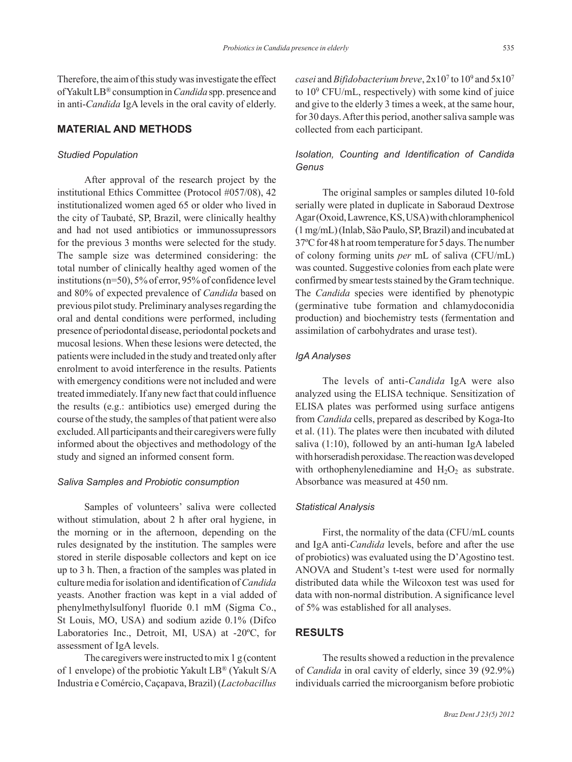Therefore, the aim of this study was investigate the effect of Yakult LB® consumption in *Candida* spp. presence and in anti-*Candida* IgA levels in the oral cavity of elderly.

## MATERIAL AND METHODS

### *Studied Population*

After approval of the research project by the institutional Ethics Committee (Protocol #057/08), 42 institutionalized women aged 65 or older who lived in the city of Taubaté, SP, Brazil, were clinically healthy and had not used antibiotics or immunossupressors for the previous 3 months were selected for the study. The sample size was determined considering: the total number of clinically healthy aged women of the institutions (n=50), 5% of error, 95% of confidence level and 80% of expected prevalence of *Candida* based on previous pilot study. Preliminary analyses regarding the oral and dental conditions were performed, including presence of periodontal disease, periodontal pockets and mucosal lesions. When these lesions were detected, the patients were included in the study and treated only after enrolment to avoid interference in the results. Patients with emergency conditions were not included and were treated immediately. If any new fact that could influence the results (e.g.: antibiotics use) emerged during the course of the study, the samples of that patient were also excluded. All participants and their caregivers were fully informed about the objectives and methodology of the study and signed an informed consent form.

### *Saliva Samples and Probiotic consumption*

Samples of volunteers' saliva were collected without stimulation, about 2 h after oral hygiene, in the morning or in the afternoon, depending on the rules designated by the institution. The samples were stored in sterile disposable collectors and kept on ice up to 3 h. Then, a fraction of the samples was plated in culture media for isolation and identification of *Candida* yeasts. Another fraction was kept in a vial added of phenylmethylsulfonyl fluoride 0.1 mM (Sigma Co., St Louis, MO, USA) and sodium azide 0.1% (Difco Laboratories Inc., Detroit, MI, USA) at -20ºC, for assessment of IgA levels.

The caregivers were instructed to mix 1 g (content of 1 envelope) of the probiotic Yakult LB® (Yakult S/A Industria e Comércio, Caçapava, Brazil) (*Lactobacillus casei* and *Bifidobacterium breve*, $2x10^7$ to $10^9$ and $5x10^7$ to $10^9$ CFU/mL, respectively) with some kind of juice and give to the elderly 3 times a week, at the same hour, for 30 days. After this period, another saliva sample was collected from each participant.

### *Isolation, Counting and Identification of Candida Genus*

The original samples or samples diluted 10-fold serially were plated in duplicate in Saboraud Dextrose Agar (Oxoid, Lawrence, KS, USA) with chloramphenicol (1 mg/mL) (Inlab, São Paulo, SP, Brazil) and incubated at 37ºC for 48 h at room temperature for 5 days. The number of colony forming units *per* mL of saliva (CFU/mL) was counted. Suggestive colonies from each plate were confirmed by smear tests stained by the Gram technique. The *Candida* species were identified by phenotypic (germinative tube formation and chlamydoconidia production) and biochemistry tests (fermentation and assimilation of carbohydrates and urase test).

### *IgA Analyses*

The levels of anti-*Candida* IgA were also analyzed using the ELISA technique. Sensitization of ELISA plates was performed using surface antigens from *Candida* cells, prepared as described by Koga-Ito et al. (11). The plates were then incubated with diluted saliva (1:10), followed by an anti-human IgA labeled with horseradish peroxidase. The reaction was developed with orthophenylenediamine and $H_2O_2$ as substrate. Absorbance was measured at 450 nm.

### *Statistical Analysis*

First, the normality of the data (CFU/mL counts and IgA anti-*Candida* levels, before and after the use of probiotics) was evaluated using the D'Agostino test. ANOVA and Student's t-test were used for normally distributed data while the Wilcoxon test was used for data with non-normal distribution. A significance level of 5% was established for all analyses.

## RESULTS

The results showed a reduction in the prevalence of *Candida* in oral cavity of elderly, since 39 (92.9%) individuals carried the microorganism before probiotic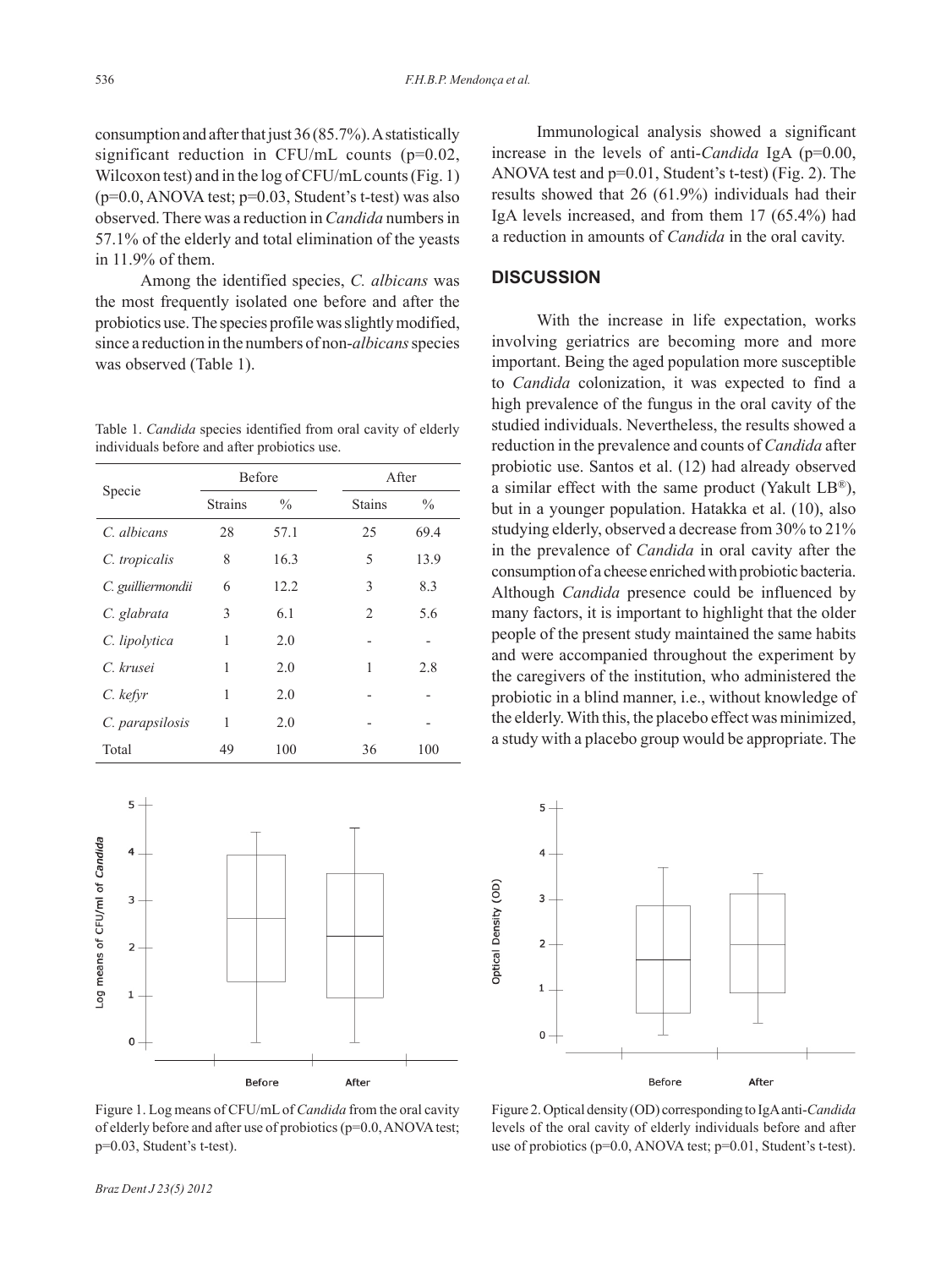consumption and after that just 36 (85.7%). A statistically significant reduction in CFU/mL counts (p=0.02, Wilcoxon test) and in the log of CFU/mL counts (Fig. 1) (p=0.0, ANOVA test; p=0.03, Student's t-test) was also observed. There was a reduction in *Candida* numbers in 57.1% of the elderly and total elimination of the yeasts in 11.9% of them.

Among the identified species, *C. albicans* was the most frequently isolated one before and after the probiotics use. The species profile was slightly modified, since a reduction in the numbers of non-*albicans* species was observed (Table 1).

Table 1. *Candida* species identified from oral cavity of elderly individuals before and after probiotics use.

| Specie | Before | | After | |
|---|---|---|---|---|
| | Strains | % | Stains | % |
| *C. albicans* | 28 | 57.1 | 25 | 69.4 |
| *C. tropicalis* | 8 | 16.3 | 5 | 13.9 |
| *C. guilliermondii* | 6 | 12.2 | 3 | 8.3 |
| *C. glabrata* | 3 | 6.1 | 2 | 5.6 |
| *C. lipolytica* | 1 | 2.0 | - | - |
| *C. krusei* | 1 | 2.0 | 1 | 2.8 |
| *C. kefyr* | 1 | 2.0 | - | - |
| *C. parapsilosis* | 1 | 2.0 | - | - |
| Total | 49 | 100 | 36 | 100 |

Immunological analysis showed a significant increase in the levels of anti-*Candida* IgA (p=0.00, ANOVA test and p=0.01, Student's t-test) (Fig. 2). The results showed that 26 (61.9%) individuals had their IgA levels increased, and from them 17 (65.4%) had a reduction in amounts of *Candida* in the oral cavity.

## DISCUSSION

With the increase in life expectation, works involving geriatrics are becoming more and more important. Being the aged population more susceptible to *Candida* colonization, it was expected to find a high prevalence of the fungus in the oral cavity of the studied individuals. Nevertheless, the results showed a reduction in the prevalence and counts of *Candida* after probiotic use. Santos et al. (12) had already observed a similar effect with the same product (Yakult LB®), but in a younger population. Hatakka et al. (10), also studying elderly, observed a decrease from 30% to 21% in the prevalence of *Candida* in oral cavity after the consumption of a cheese enriched with probiotic bacteria. Although *Candida* presence could be influenced by many factors, it is important to highlight that the older people of the present study maintained the same habits and were accompanied throughout the experiment by the caregivers of the institution, who administered the probiotic in a blind manner, i.e., without knowledge of the elderly. With this, the placebo effect was minimized, a study with a placebo group would be appropriate. The

Figure 1. Log means of CFU/mL of *Candida* from the oral cavity of elderly before and after use of probiotics (p=0.0, ANOVA test; p=0.03, Student's t-test).

Figure 2. Optical density (OD) corresponding to IgA anti-*Candida* levels of the oral cavity of elderly individuals before and after use of probiotics (p=0.0, ANOVA test; p=0.01, Student's t-test).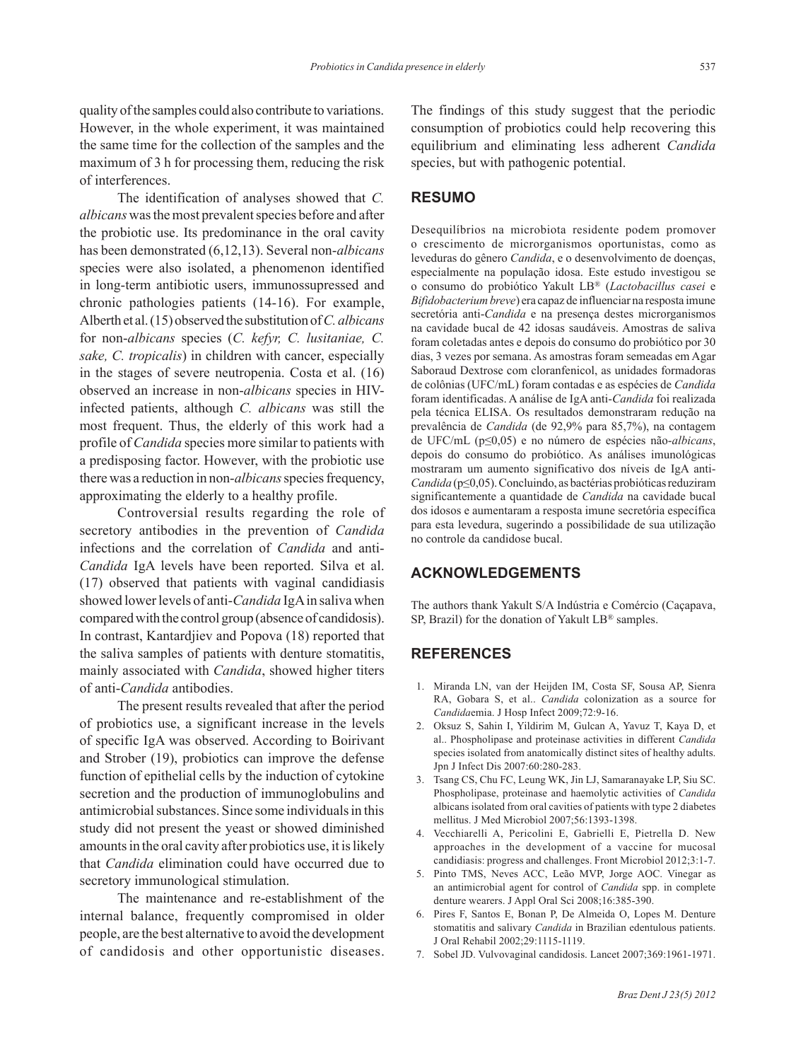quality of the samples could also contribute to variations. However, in the whole experiment, it was maintained the same time for the collection of the samples and the maximum of 3 h for processing them, reducing the risk of interferences.

The identification of analyses showed that *C. albicans* was the most prevalent species before and after the probiotic use. Its predominance in the oral cavity has been demonstrated (6,12,13). Several non-*albicans* species were also isolated, a phenomenon identified in long-term antibiotic users, immunossupressed and chronic pathologies patients (14-16). For example, Alberth et al. (15) observed the substitution of *C. albicans* for non-*albicans* species (*C. kefyr, C. lusitaniae, C. sake, C. tropicalis*) in children with cancer, especially in the stages of severe neutropenia. Costa et al. (16) observed an increase in non-*albicans* species in HIV-infected patients, although *C. albicans* was still the most frequent. Thus, the elderly of this work had a profile of *Candida* species more similar to patients with a predisposing factor. However, with the probiotic use there was a reduction in non-*albicans* species frequency, approximating the elderly to a healthy profile.

Controversial results regarding the role of secretory antibodies in the prevention of *Candida* infections and the correlation of *Candida* and anti-*Candida* IgA levels have been reported. Silva et al. (17) observed that patients with vaginal candidiasis showed lower levels of anti-*Candida* IgA in saliva when compared with the control group (absence of candidosis). In contrast, Kantardjiev and Popova (18) reported that the saliva samples of patients with denture stomatitis, mainly associated with *Candida*, showed higher titers of anti-*Candida* antibodies.

The present results revealed that after the period of probiotics use, a significant increase in the levels of specific IgA was observed. According to Boirivant and Strober (19), probiotics can improve the defense function of epithelial cells by the induction of cytokine secretion and the production of immunoglobulins and antimicrobial substances. Since some individuals in this study did not present the yeast or showed diminished amounts in the oral cavity after probiotics use, it is likely that *Candida* elimination could have occurred due to secretory immunological stimulation.

The maintenance and re-establishment of the internal balance, frequently compromised in older people, are the best alternative to avoid the development of candidosis and other opportunistic diseases. The findings of this study suggest that the periodic consumption of probiotics could help recovering this equilibrium and eliminating less adherent *Candida* species, but with pathogenic potential.

## RESUMO

Desequilíbrios na microbiota residente podem promover o crescimento de microrganismos oportunistas, como as leveduras do gênero *Candida*, e o desenvolvimento de doenças, especialmente na população idosa. Este estudo investigou se o consumo do probiótico Yakult LB® (*Lactobacillus casei* e *Bifidobacterium breve*) era capaz de influenciar na resposta imune secretória anti-*Candida* e na presença destes microrganismos na cavidade bucal de 42 idosas saudáveis. Amostras de saliva foram coletadas antes e depois do consumo do probiótico por 30 dias, 3 vezes por semana. As amostras foram semeadas em Agar Saboraud Dextrose com cloranfenicol, as unidades formadoras de colônias (UFC/mL) foram contadas e as espécies de *Candida* foram identificadas. A análise de IgA anti-*Candida* foi realizada pela técnica ELISA. Os resultados demonstraram redução na prevalência de *Candida* (de 92,9% para 85,7%), na contagem de UFC/mL ($p \leq 0,05$) e no número de espécies não-*albicans*, depois do consumo do probiótico. As análises imunológicas mostraram um aumento significativo dos níveis de IgA anti-*Candida* ($p \leq 0,05$). Concluindo, as bactérias probióticas reduziram significantemente a quantidade de *Candida* na cavidade bucal dos idosos e aumentaram a resposta imune secretória específica para esta levedura, sugerindo a possibilidade de sua utilização no controle da candidose bucal.

## ACKNOWLEDGEMENTS

The authors thank Yakult S/A Indústria e Comércio (Caçapava, SP, Brazil) for the donation of Yakult LB® samples.

## REFERENCES

1. Miranda LN, van der Heijden IM, Costa SF, Sousa AP, Sienra RA, Gobara S, et al.. *Candida* colonization as a source for *Candida*emia. J Hosp Infect 2009;72:9-16.
2. Oksuz S, Sahin I, Yildirim M, Gulcan A, Yavuz T, Kaya D, et al.. Phospholipase and proteinase activities in different *Candida* species isolated from anatomically distinct sites of healthy adults. Jpn J Infect Dis 2007:60:280-283.
3. Tsang CS, Chu FC, Leung WK, Jin LJ, Samaranayake LP, Siu SC. Phospholipase, proteinase and haemolytic activities of *Candida* albicans isolated from oral cavities of patients with type 2 diabetes mellitus. J Med Microbiol 2007;56:1393-1398.
4. Vecchiarelli A, Pericolini E, Gabrielli E, Pietrella D. New approaches in the development of a vaccine for mucosal candidiasis: progress and challenges. Front Microbiol 2012;3:1-7.
5. Pinto TMS, Neves ACC, Leão MVP, Jorge AOC. Vinegar as an antimicrobial agent for control of *Candida* spp. in complete denture wearers. J Appl Oral Sci 2008;16:385-390.
6. Pires F, Santos E, Bonan P, De Almeida O, Lopes M. Denture stomatitis and salivary *Candida* in Brazilian edentulous patients. J Oral Rehabil 2002;29:1115-1119.
7. Sobel JD. Vulvovaginal candidosis. Lancet 2007;369:1961-1971.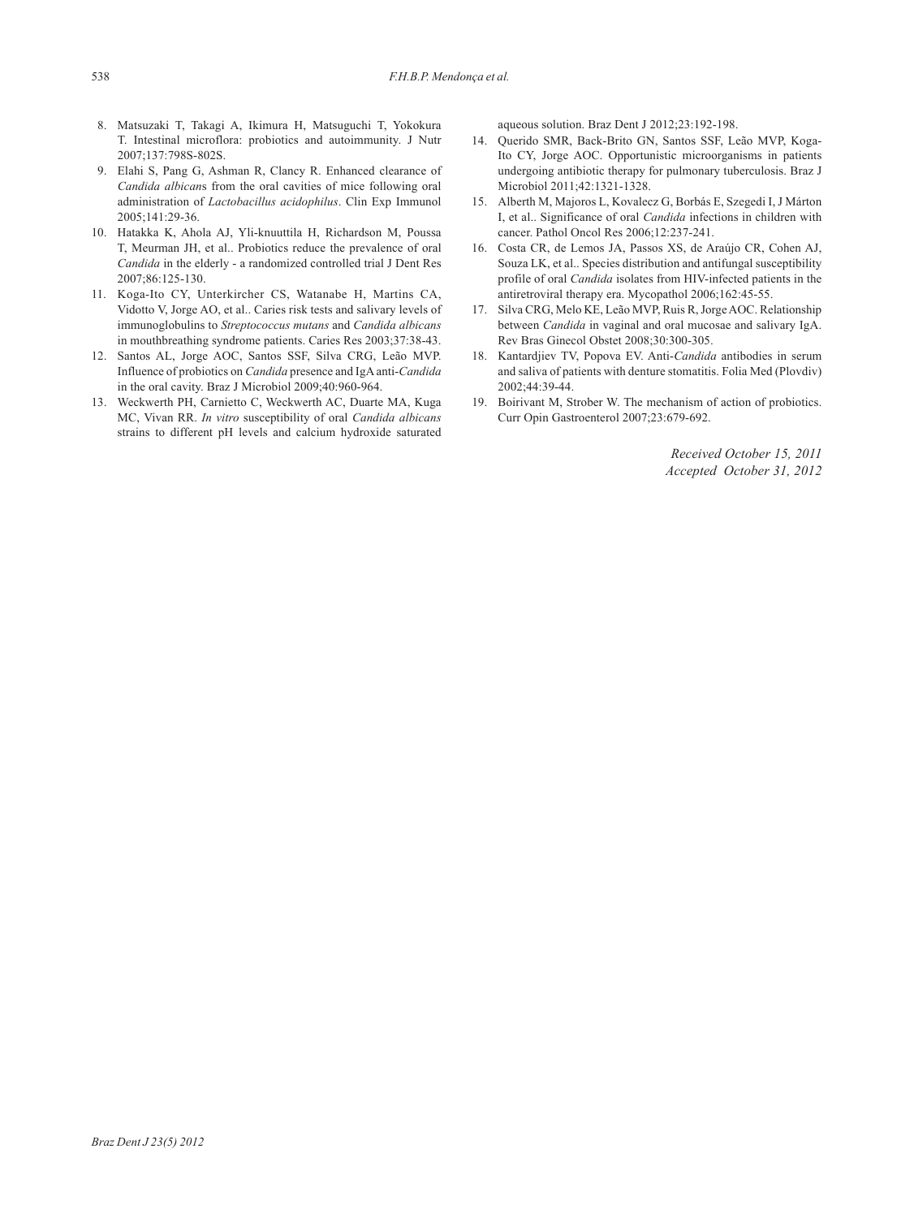8. Matsuzaki T, Takagi A, Ikimura H, Matsuguchi T, Yokokura T. Intestinal microflora: probiotics and autoimmunity. J Nutr 2007;137:798S-802S.
9. Elahi S, Pang G, Ashman R, Clancy R. Enhanced clearance of *Candida albicans* from the oral cavities of mice following oral administration of *Lactobacillus acidophilus*. Clin Exp Immunol 2005;141:29-36.
10. Hatakka K, Ahola AJ, Yli-knuuttila H, Richardson M, Poussa T, Meurman JH, et al.. Probiotics reduce the prevalence of oral *Candida* in the elderly - a randomized controlled trial J Dent Res 2007;86:125-130.
11. Koga-Ito CY, Unterkircher CS, Watanabe H, Martins CA, Vidotto V, Jorge AO, et al.. Caries risk tests and salivary levels of immunoglobulins to *Streptococcus mutans* and *Candida albicans* in mouthbreathing syndrome patients. Caries Res 2003;37:38-43.
12. Santos AL, Jorge AOC, Santos SSF, Silva CRG, Leão MVP. Influence of probiotics on *Candida* presence and IgA anti-*Candida* in the oral cavity. Braz J Microbiol 2009;40:960-964.
13. Weckwerth PH, Carnietto C, Weckwerth AC, Duarte MA, Kuga MC, Vivan RR. *In vitro* susceptibility of oral *Candida albicans* strains to different pH levels and calcium hydroxide saturated aqueous solution. Braz Dent J 2012;23:192-198.
14. Querido SMR, Back-Brito GN, Santos SSF, Leão MVP, Koga-Ito CY, Jorge AOC. Opportunistic microorganisms in patients undergoing antibiotic therapy for pulmonary tuberculosis. Braz J Microbiol 2011;42:1321-1328.
15. Alberth M, Majoros L, Kovalecz G, Borbás E, Szegedi I, J Márton I, et al.. Significance of oral *Candida* infections in children with cancer. Pathol Oncol Res 2006;12:237-241.
16. Costa CR, de Lemos JA, Passos XS, de Araújo CR, Cohen AJ, Souza LK, et al.. Species distribution and antifungal susceptibility profile of oral *Candida* isolates from HIV-infected patients in the antiretroviral therapy era. Mycopathol 2006;162:45-55.
17. Silva CRG, Melo KE, Leão MVP, Ruis R, Jorge AOC. Relationship between *Candida* in vaginal and oral mucosae and salivary IgA. Rev Bras Ginecol Obstet 2008;30:300-305.
18. Kantardjiev TV, Popova EV. Anti-*Candida* antibodies in serum and saliva of patients with denture stomatitis. Folia Med (Plovdiv) 2002;44:39-44.
19. Boirivant M, Strober W. The mechanism of action of probiotics. Curr Opin Gastroenterol 2007;23:679-692.

*Received October 15, 2011*
*Accepted October 31, 2012*